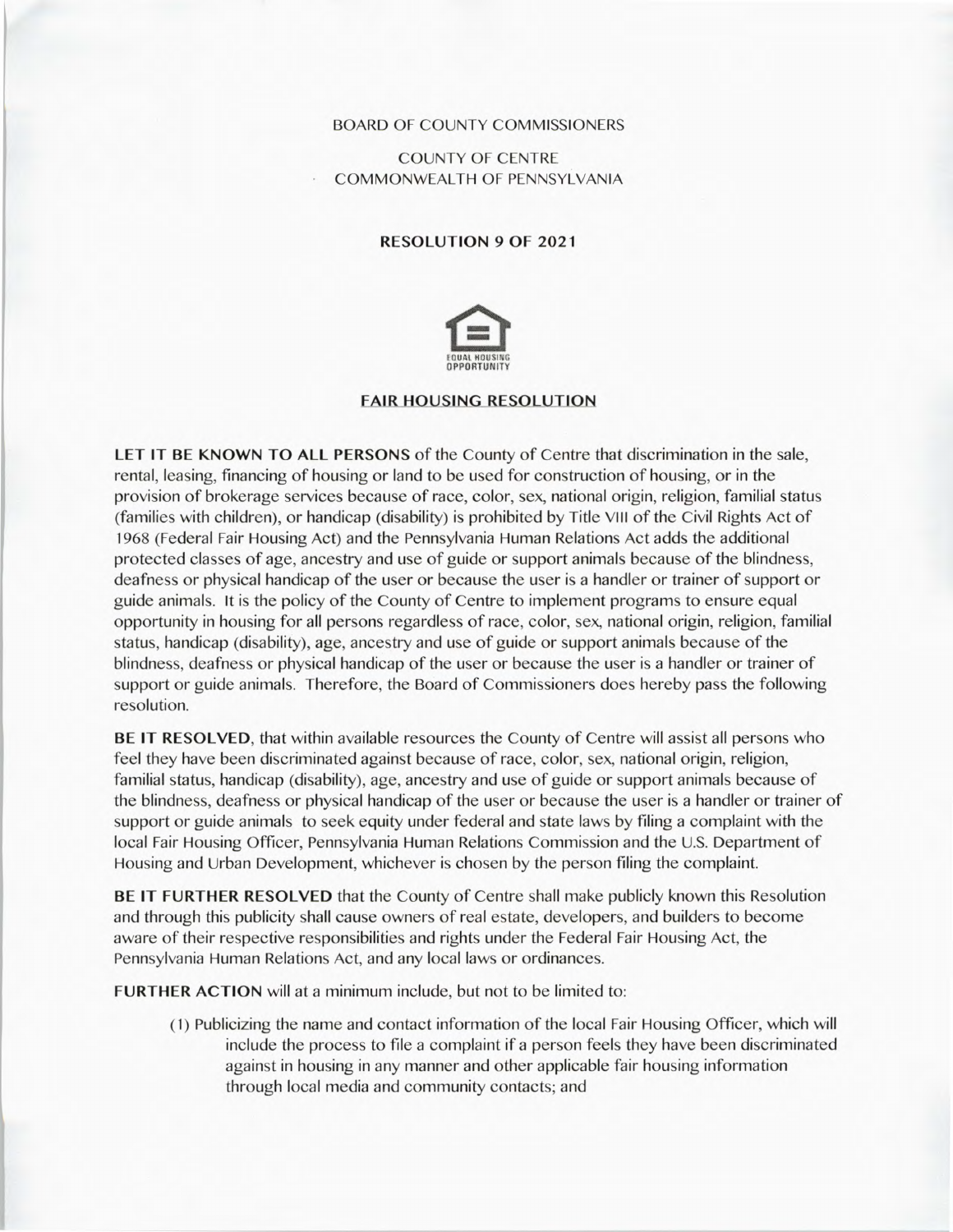BOARD OF COUNTY COMMISSIONERS

COUNTY OF CENTRE
COMMONWEALTH OF PENNSYLVANIA

**RESOLUTION 9 OF 2021**

EQUAL HOUSING OPPORTUNITY

## FAIR HOUSING RESOLUTION

**LET IT BE KNOWN TO ALL PERSONS** of the County of Centre that discrimination in the sale, rental, leasing, financing of housing or land to be used for construction of housing, or in the provision of brokerage services because of race, color, sex, national origin, religion, familial status (families with children), or handicap (disability) is prohibited by Title VIII of the Civil Rights Act of 1968 (Federal Fair Housing Act) and the Pennsylvania Human Relations Act adds the additional protected classes of age, ancestry and use of guide or support animals because of the blindness, deafness or physical handicap of the user or because the user is a handler or trainer of support or guide animals. It is the policy of the County of Centre to implement programs to ensure equal opportunity in housing for all persons regardless of race, color, sex, national origin, religion, familial status, handicap (disability), age, ancestry and use of guide or support animals because of the blindness, deafness or physical handicap of the user or because the user is a handler or trainer of support or guide animals. Therefore, the Board of Commissioners does hereby pass the following resolution.

**BE IT RESOLVED**, that within available resources the County of Centre will assist all persons who feel they have been discriminated against because of race, color, sex, national origin, religion, familial status, handicap (disability), age, ancestry and use of guide or support animals because of the blindness, deafness or physical handicap of the user or because the user is a handler or trainer of support or guide animals to seek equity under federal and state laws by filing a complaint with the local Fair Housing Officer, Pennsylvania Human Relations Commission and the U.S. Department of Housing and Urban Development, whichever is chosen by the person filing the complaint.

**BE IT FURTHER RESOLVED** that the County of Centre shall make publicly known this Resolution and through this publicity shall cause owners of real estate, developers, and builders to become aware of their respective responsibilities and rights under the Federal Fair Housing Act, the Pennsylvania Human Relations Act, and any local laws or ordinances.

**FURTHER ACTION** will at a minimum include, but not to be limited to:

(1) Publicizing the name and contact information of the local Fair Housing Officer, which will include the process to file a complaint if a person feels they have been discriminated against in housing in any manner and other applicable fair housing information through local media and community contacts; and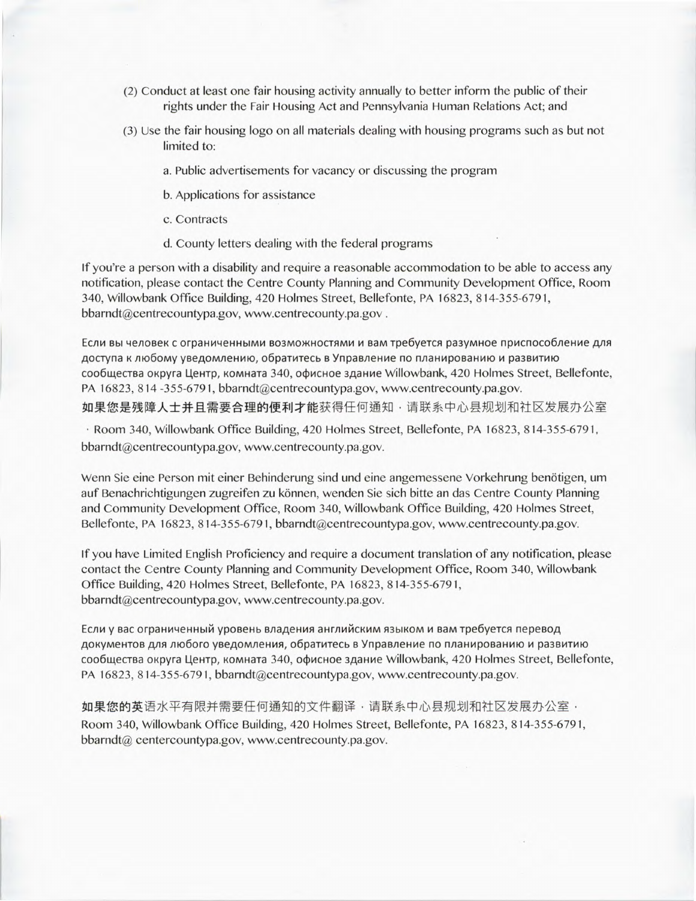(2) Conduct at least one fair housing activity annually to better inform the public of their rights under the Fair Housing Act and Pennsylvania Human Relations Act; and

(3) Use the fair housing logo on all materials dealing with housing programs such as but not limited to:

a. Public advertisements for vacancy or discussing the program

b. Applications for assistance

c. Contracts

d. County letters dealing with the federal programs

If you're a person with a disability and require a reasonable accommodation to be able to access any notification, please contact the Centre County Planning and Community Development Office, Room 340, Willowbank Office Building, 420 Holmes Street, Bellefonte, PA 16823, 814-355-6791, bbarndt@centrecountypa.gov, www.centrecounty.pa.gov .

Если вы человек с ограниченными возможностями и вам требуется разумное приспособление для доступа к любому уведомлению, обратитесь в Управление по планированию и развитию сообщества округа Центр, комната 340, офисное здание Willowbank, 420 Holmes Street, Bellefonte, PA 16823, 814 -355-6791, bbarndt@centrecountypa.gov, www.centrecounty.pa.gov.

**如果您是残障人士并且需要合理的便利才能**获得任何通知，请联系中心县规划和社区发展办公室，Room 340, Willowbank Office Building, 420 Holmes Street, Bellefonte, PA 16823, 814-355-6791, bbarndt@centrecountypa.gov, www.centrecounty.pa.gov.

Wenn Sie eine Person mit einer Behinderung sind und eine angemessene Vorkehrung benötigen, um auf Benachrichtigungen zugreifen zu können, wenden Sie sich bitte an das Centre County Planning and Community Development Office, Room 340, Willowbank Office Building, 420 Holmes Street, Bellefonte, PA 16823, 814-355-6791, bbarndt@centrecountypa.gov, www.centrecounty.pa.gov.

If you have Limited English Proficiency and require a document translation of any notification, please contact the Centre County Planning and Community Development Office, Room 340, Willowbank Office Building, 420 Holmes Street, Bellefonte, PA 16823, 814-355-6791, bbarndt@centrecountypa.gov, www.centrecounty.pa.gov.

Если у вас ограниченный уровень владения английским языком и вам требуется перевод документов для любого уведомления, обратитесь в Управление по планированию и развитию сообщества округа Центр, комната 340, офисное здание Willowbank, 420 Holmes Street, Bellefonte, PA 16823, 814-355-6791, bbarndt@centrecountypa.gov, www.centrecounty.pa.gov.

**如果您的英**语水平有限并需要任何通知的文件翻译，请联系中心县规划和社区发展办公室，Room 340, Willowbank Office Building, 420 Holmes Street, Bellefonte, PA 16823, 814-355-6791, bbarndt@ centercountypa.gov, www.centrecounty.pa.gov.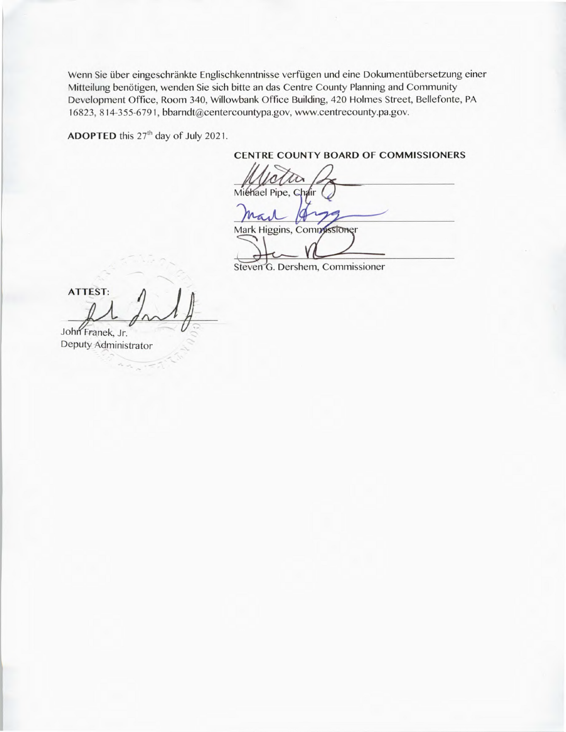Wenn Sie über eingeschränkte Englischkenntnisse verfügen und eine Dokumentübersetzung einer Mitteilung benötigen, wenden Sie sich bitte an das Centre County Planning and Community Development Office, Room 340, Willowbank Office Building, 420 Holmes Street, Bellefonte, PA 16823, 814-355-6791, bbarndt@centercountypa.gov, www.centrecounty.pa.gov.

**ADOPTED** this 27th day of July 2021.

**CENTRE COUNTY BOARD OF COMMISSIONERS**

Michael Pipe, Chair

Mark Higgins, Commissioner

Steven G. Dershem, Commissioner

**ATTEST:**

John Franek, Jr.
Deputy Administrator